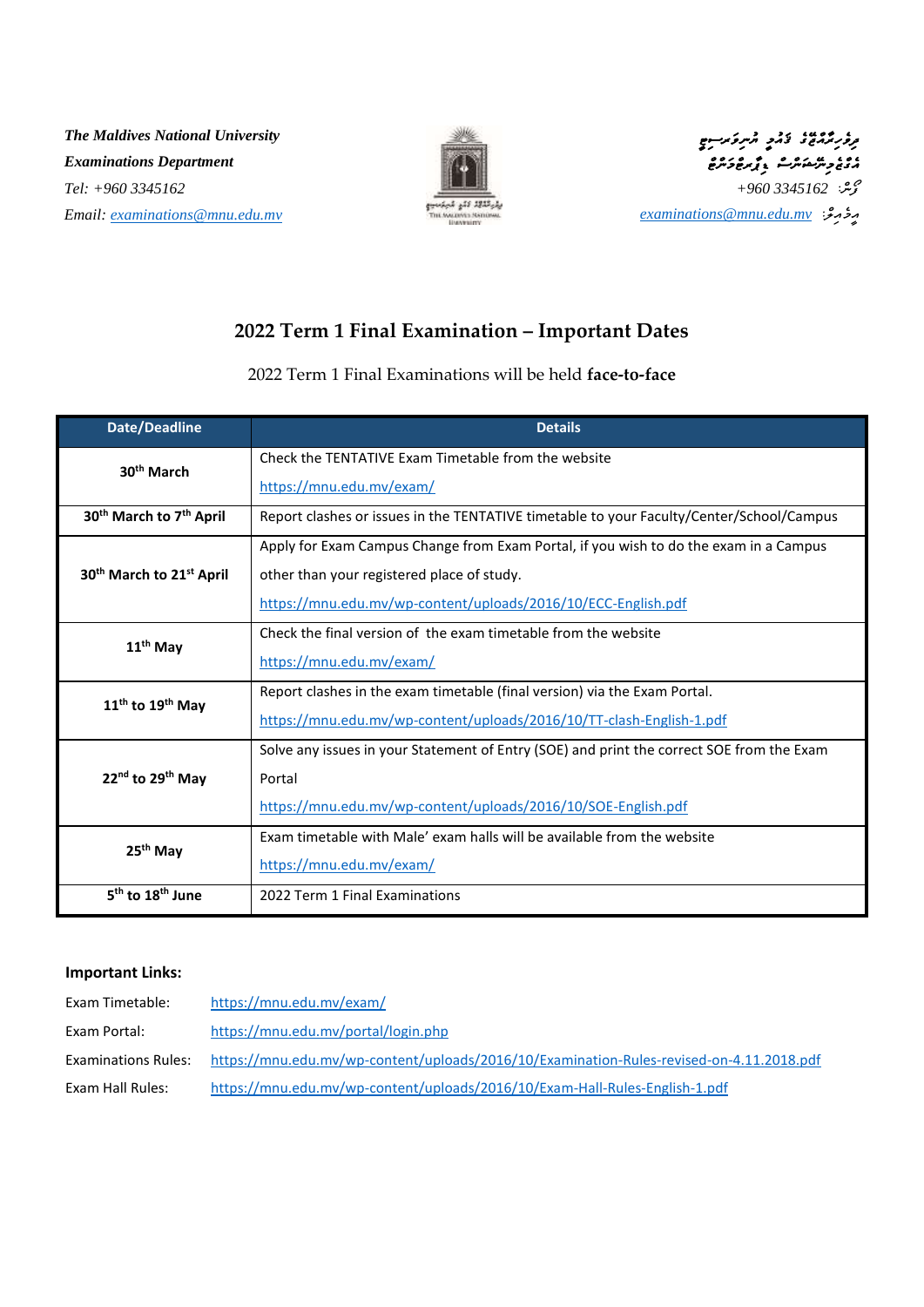*The Maldives National University*
*Examinations Department*
*Tel: +960 3345162*
*Email: examinations@mnu.edu.mv*

*+960 3345162*
*examinations@mnu.edu.mv*

# 2022 Term 1 Final Examination – Important Dates

2022 Term 1 Final Examinations will be held **face-to-face**

| Date/Deadline | Details |
|---|---|
| **30th March** | Check the TENTATIVE Exam Timetable from the website<br>https://mnu.edu.mv/exam/ |
| **30th March to 7th April** | Report clashes or issues in the TENTATIVE timetable to your Faculty/Center/School/Campus |
| **30th March to 21st April** | Apply for Exam Campus Change from Exam Portal, if you wish to do the exam in a Campus other than your registered place of study.<br>https://mnu.edu.mv/wp-content/uploads/2016/10/ECC-English.pdf |
| **11th May** | Check the final version of the exam timetable from the website<br>https://mnu.edu.mv/exam/ |
| **11th to 19th May** | Report clashes in the exam timetable (final version) via the Exam Portal.<br>https://mnu.edu.mv/wp-content/uploads/2016/10/TT-clash-English-1.pdf |
| **22nd to 29th May** | Solve any issues in your Statement of Entry (SOE) and print the correct SOE from the Exam Portal<br>https://mnu.edu.mv/wp-content/uploads/2016/10/SOE-English.pdf |
| **25th May** | Exam timetable with Male' exam halls will be available from the website<br>https://mnu.edu.mv/exam/ |
| **5th to 18th June** | 2022 Term 1 Final Examinations |

**Important Links:**

Exam Timetable: https://mnu.edu.mv/exam/

Exam Portal: https://mnu.edu.mv/portal/login.php

Examinations Rules: https://mnu.edu.mv/wp-content/uploads/2016/10/Examination-Rules-revised-on-4.11.2018.pdf

Exam Hall Rules: https://mnu.edu.mv/wp-content/uploads/2016/10/Exam-Hall-Rules-English-1.pdf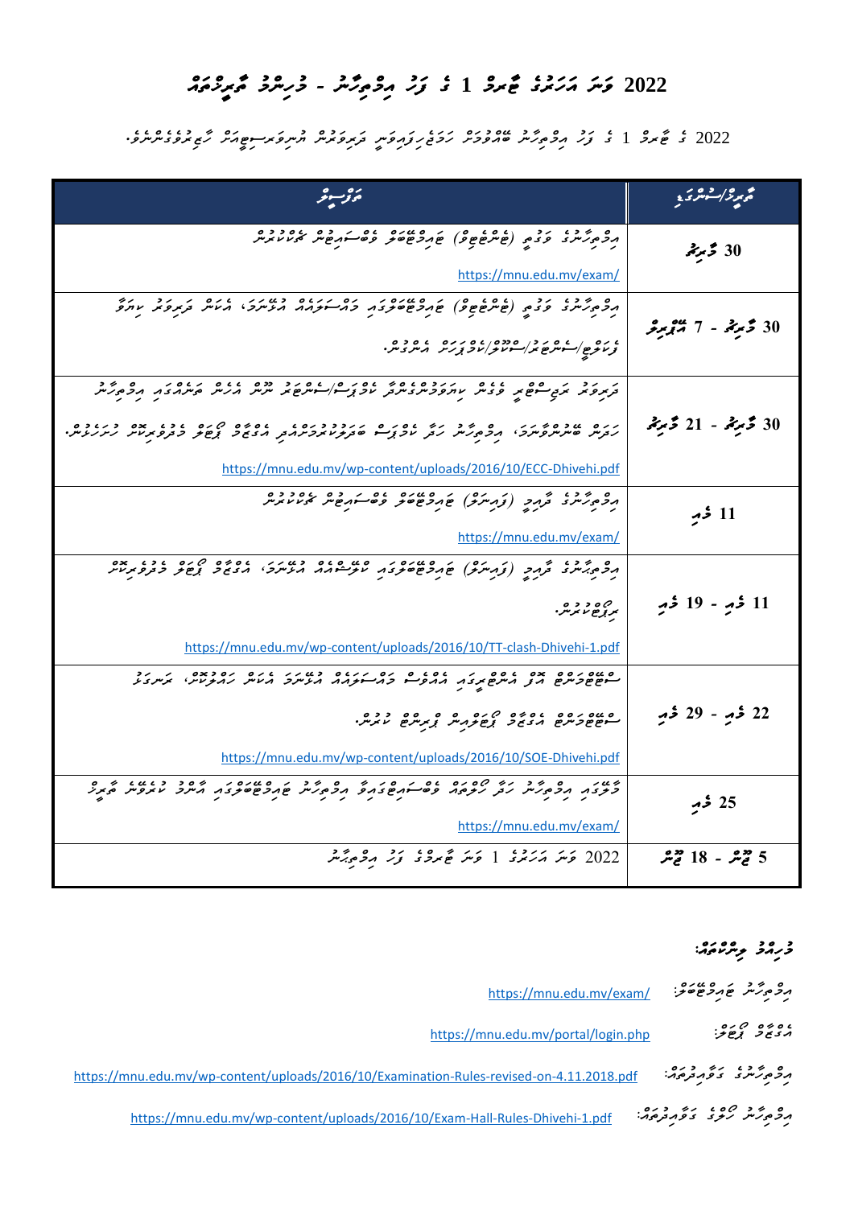# 2022 ވަނަ އަހަރުގެ ޓާރމް 1 ގެ ފަހު އިމްތިޙާން - މުހިންމު ތާރީޚުތައް

2022 ގެ ޓާރމް 1 ގެ ފަހު އިމްތިޙާން ބޭއްވުމަށް ހަމަޖެހިފައިވަނީ ތިރީގައިވާ ތާރީޚުތަކުގައެވެ.

| ތަފްސީލު | ތާރީޚު/ސުންގަޑި |
|---|---|
| އިމްތިޙާނުގެ ވަގުތީ (ޓެންޓެޓިވް) ޓައިމްޓޭބަލް ވެބްސައިޓުން ޝާއިޢުކުރުން<br>https://mnu.edu.mv/exam/ | 30 މާރިޗު |
| އިމްތިޙާނުގެ ވަގުތީ (ޓެންޓެޓިވް) ޓައިމްޓޭބަލްގައި މައްސަލައެއް އޮތްނަމަ، އެކަން ދިރާސާ ކުރަން ފެކަލްޓީ/ސެންޓަރ/ސްކޫލް/ކޯޑިނޭޓަރ އަށް އަންގަން. | 30 މާރިޗު - 7 އޭޕްރީލް |
| ދިރާސާ ކުރަމުންދާ ސެންޓަރު ފިޔަވައި އެހެން ސެންޓަރެއް/ސްކޫލް/ސެންޓަރަކުން އެހެން ކެމްޕަހެއްގައި އިމްތިޙާން ދިނުމަށް ބޭނުންވާނަމަ، އިމްތިޙާން ހެދޭ ކެމްޕަސް ބަދަލުކުރުމަށް އެދޭ ފޯމު ޕޯޓަލް މެދުވެރިކޮށް ހުށަހެޅުން.<br>https://mnu.edu.mv/wp-content/uploads/2016/10/ECC-Dhivehi.pdf | 30 މާރިޗު - 21 މާރިޗު |
| އިމްތިޙާނުގެ ފައިނަލް (ފައިނަލް) ޓައިމްޓޭބަލް ވެބްސައިޓުން ޝާއިޢުކުރުން<br>https://mnu.edu.mv/exam/ | 11 މެއި |
| އިމްތިޙާނުގެ ފައިނަލް (ފައިނަލް) ޓައިމްޓޭބަލްގައި ކްލޭޝްއެއް އޮތްނަމަ، އެމްއެންޔޫ ޕޯޓަލް މެދުވެރިކޮށް ރިކުއެސްޓް ހުށަހެޅުން.<br>https://mnu.edu.mv/wp-content/uploads/2016/10/TT-clash-Dhivehi-1.pdf | 11 މެއި - 19 މެއި |
| ސަޕްލިމެންޓް ނަގާ އެންރޯލްމަންޓުގައި ހިމެނޭ ކޯހުގެ އިމްތިޙާނު ދޭން ބޭނުންނަމަ، ކުރިން<br>ސަޕްލިމެންޓް އެމްއެންޔޫ ޕޯޓަލް މެދުވެރިކޮށް ރިކުއެސްޓް ކުރުން.<br>https://mnu.edu.mv/wp-content/uploads/2016/10/SOE-Dhivehi.pdf | 22 މެއި - 29 މެއި |
| ދަރިވަރުން އިމްތިޙާން ހޯލް ހޯދޭނެ ގޮތް ވެބްސައިޓުގައާއި އިމްތިޙާން ޓައިމްޓޭބަލްގައި އެނގޭނެ ތާރީޚު<br>https://mnu.edu.mv/exam/ | 25 މެއި |
| 2022 ވަނަ އަހަރުގެ 1 ވަނަ ޓާރމްގެ ފަހު އިމްތިޙާން | 5 ޖޫން - 18 ޖޫން |

### މުހިންމު ލިންކުތައް:

އިމްތިޙާން ޓައިމްޓޭބަލް: https://mnu.edu.mv/exam/

އެމްއެންޔޫ ޕޯޓަލް: https://mnu.edu.mv/portal/login.php

އިމްތިޙާނުގެ ގަވާއިދުތައް: https://mnu.edu.mv/wp-content/uploads/2016/10/Examination-Rules-revised-on-4.11.2018.pdf

އިމްތިޙާން ހޯލުގެ ގަވާއިދުތައް: https://mnu.edu.mv/wp-content/uploads/2016/10/Exam-Hall-Rules-Dhivehi-1.pdf